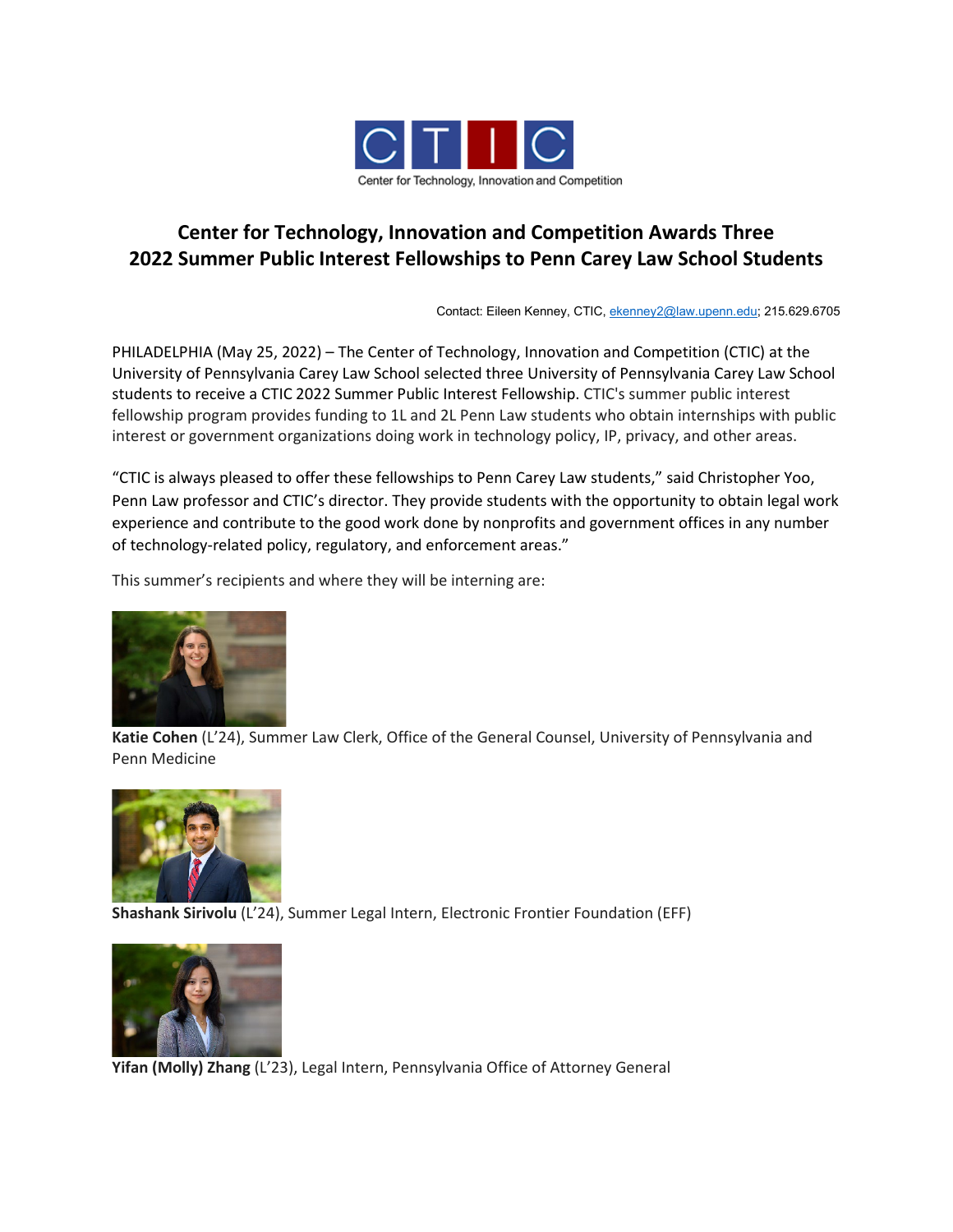CTIC

Center for Technology, Innovation and Competition

# Center for Technology, Innovation and Competition Awards Three 2022 Summer Public Interest Fellowships to Penn Carey Law School Students

Contact: Eileen Kenney, CTIC, ekenney2@law.upenn.edu; 215.629.6705

PHILADELPHIA (May 25, 2022) – The Center of Technology, Innovation and Competition (CTIC) at the University of Pennsylvania Carey Law School selected three University of Pennsylvania Carey Law School students to receive a CTIC 2022 Summer Public Interest Fellowship. CTIC's summer public interest fellowship program provides funding to 1L and 2L Penn Law students who obtain internships with public interest or government organizations doing work in technology policy, IP, privacy, and other areas.

"CTIC is always pleased to offer these fellowships to Penn Carey Law students," said Christopher Yoo, Penn Law professor and CTIC's director. They provide students with the opportunity to obtain legal work experience and contribute to the good work done by nonprofits and government offices in any number of technology-related policy, regulatory, and enforcement areas."

This summer's recipients and where they will be interning are:

**Katie Cohen** (L'24), Summer Law Clerk, Office of the General Counsel, University of Pennsylvania and Penn Medicine

**Shashank Sirivolu** (L'24), Summer Legal Intern, Electronic Frontier Foundation (EFF)

**Yifan (Molly) Zhang** (L'23), Legal Intern, Pennsylvania Office of Attorney General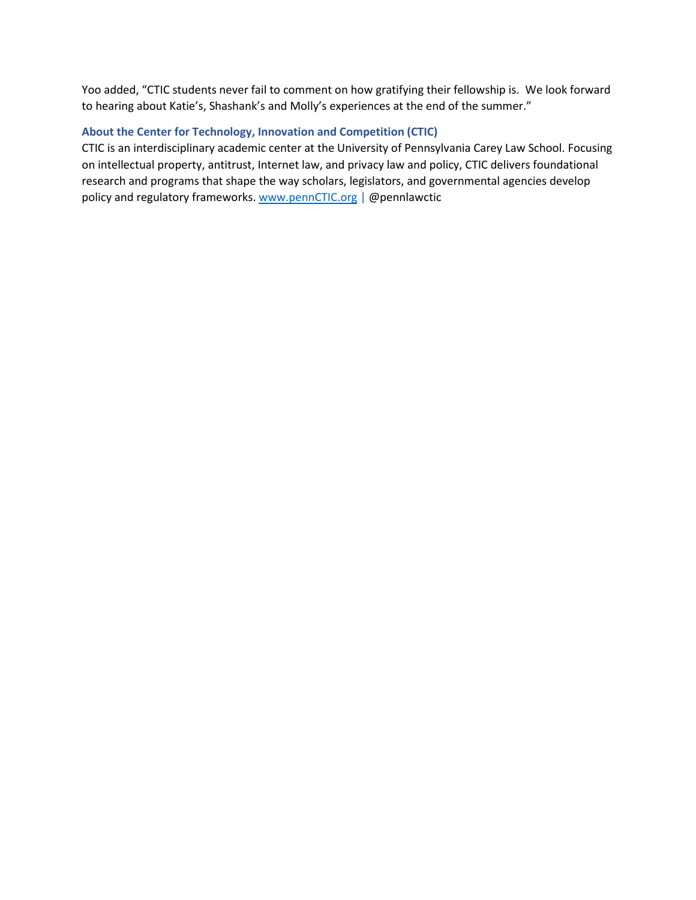Yoo added, “CTIC students never fail to comment on how gratifying their fellowship is. We look forward to hearing about Katie’s, Shashank’s and Molly’s experiences at the end of the summer.”

### About the Center for Technology, Innovation and Competition (CTIC)

CTIC is an interdisciplinary academic center at the University of Pennsylvania Carey Law School. Focusing on intellectual property, antitrust, Internet law, and privacy law and policy, CTIC delivers foundational research and programs that shape the way scholars, legislators, and governmental agencies develop policy and regulatory frameworks. [www.pennCTIC.org](http://www.pennCTIC.org) | @pennlawctic